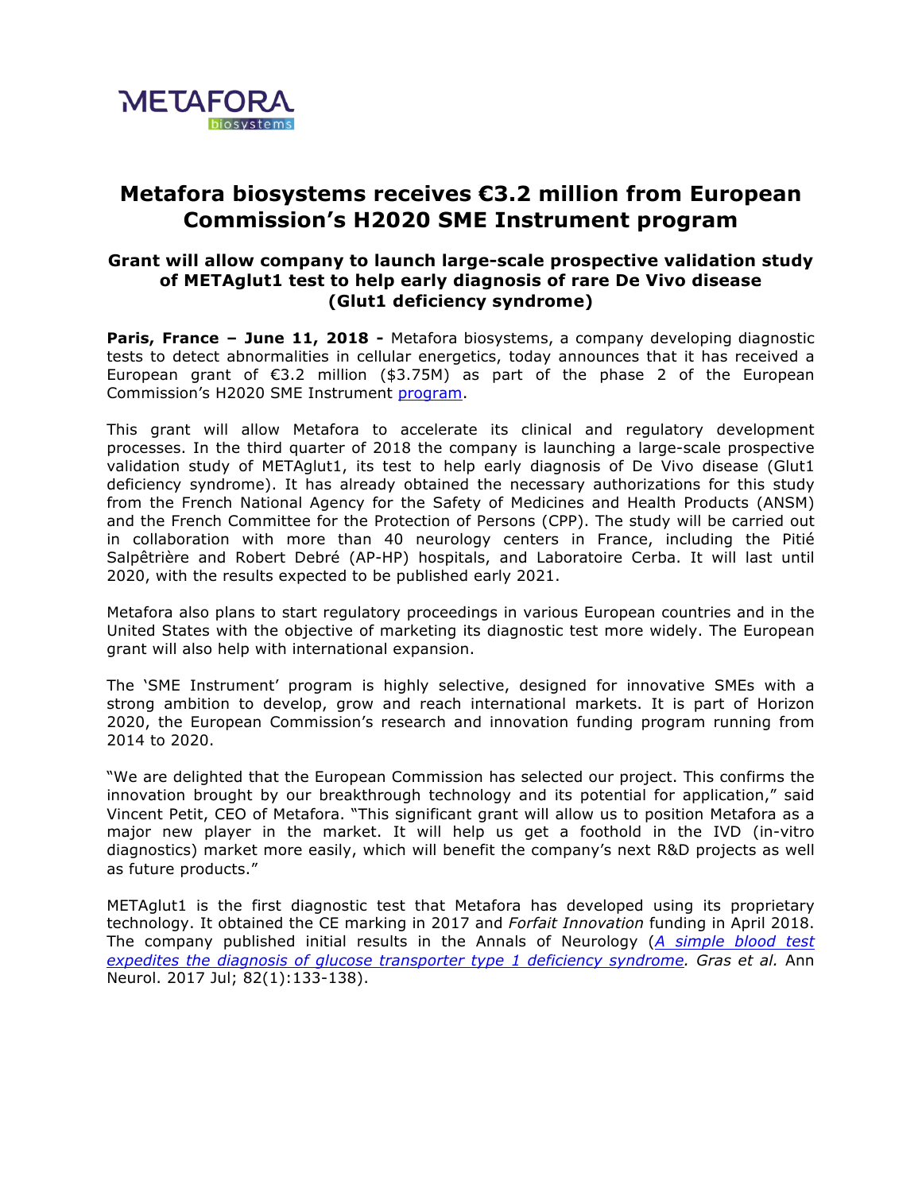METAFORA biosystems

# Metafora biosystems receives €3.2 million from European Commission's H2020 SME Instrument program

### Grant will allow company to launch large-scale prospective validation study of METAglut1 test to help early diagnosis of rare De Vivo disease (Glut1 deficiency syndrome)

**Paris, France – June 11, 2018 -** Metafora biosystems, a company developing diagnostic tests to detect abnormalities in cellular energetics, today announces that it has received a European grant of €3.2 million ($3.75M) as part of the phase 2 of the European Commission's H2020 SME Instrument program.

This grant will allow Metafora to accelerate its clinical and regulatory development processes. In the third quarter of 2018 the company is launching a large-scale prospective validation study of METAglut1, its test to help early diagnosis of De Vivo disease (Glut1 deficiency syndrome). It has already obtained the necessary authorizations for this study from the French National Agency for the Safety of Medicines and Health Products (ANSM) and the French Committee for the Protection of Persons (CPP). The study will be carried out in collaboration with more than 40 neurology centers in France, including the Pitié Salpêtrière and Robert Debré (AP-HP) hospitals, and Laboratoire Cerba. It will last until 2020, with the results expected to be published early 2021.

Metafora also plans to start regulatory proceedings in various European countries and in the United States with the objective of marketing its diagnostic test more widely. The European grant will also help with international expansion.

The 'SME Instrument' program is highly selective, designed for innovative SMEs with a strong ambition to develop, grow and reach international markets. It is part of Horizon 2020, the European Commission's research and innovation funding program running from 2014 to 2020.

"We are delighted that the European Commission has selected our project. This confirms the innovation brought by our breakthrough technology and its potential for application," said Vincent Petit, CEO of Metafora. "This significant grant will allow us to position Metafora as a major new player in the market. It will help us get a foothold in the IVD (in-vitro diagnostics) market more easily, which will benefit the company's next R&D projects as well as future products."

METAglut1 is the first diagnostic test that Metafora has developed using its proprietary technology. It obtained the CE marking in 2017 and *Forfait Innovation* funding in April 2018. The company published initial results in the Annals of Neurology (*A simple blood test expedites the diagnosis of glucose transporter type 1 deficiency syndrome*. *Gras et al.* Ann Neurol. 2017 Jul; 82(1):133-138).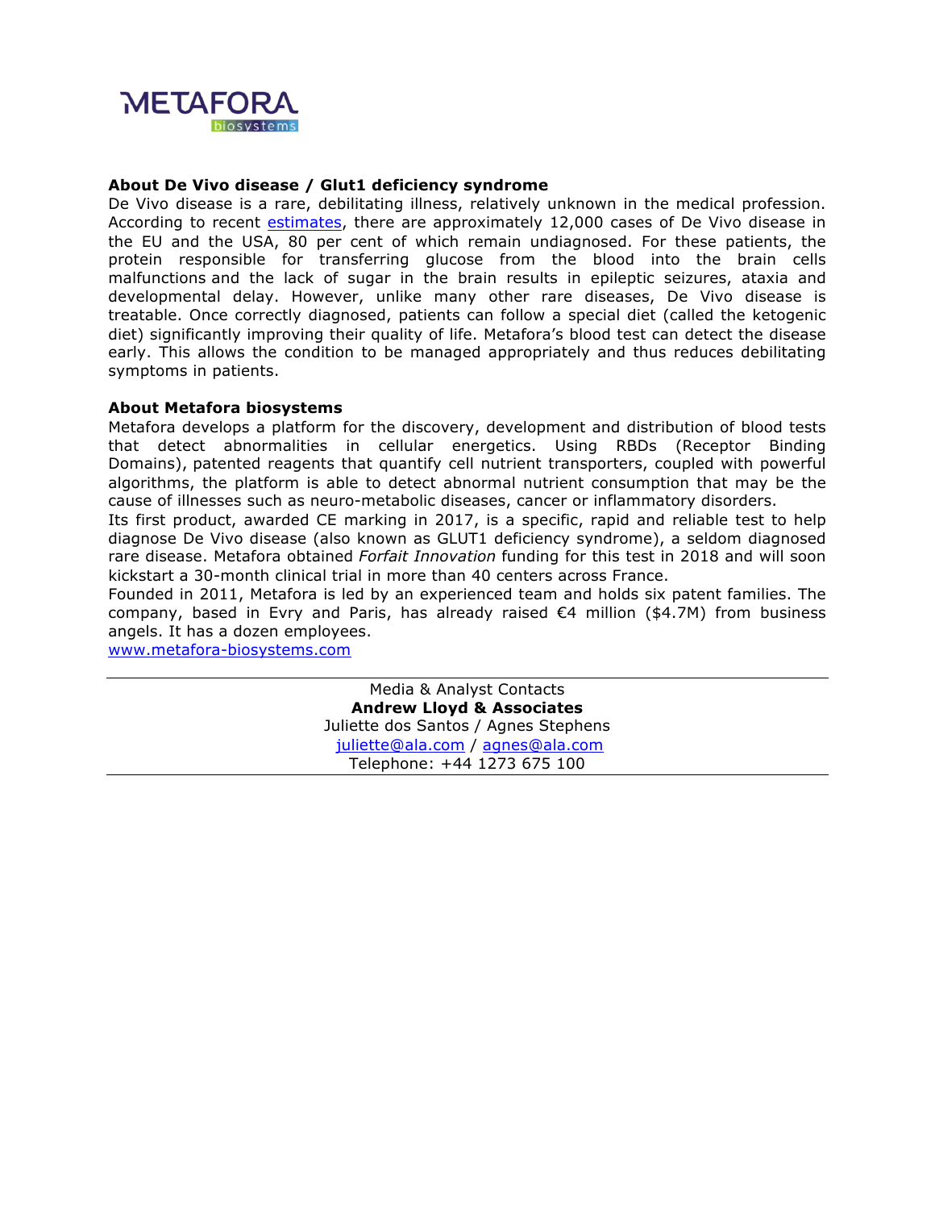## About De Vivo disease / Glut1 deficiency syndrome

De Vivo disease is a rare, debilitating illness, relatively unknown in the medical profession. According to recent estimates, there are approximately 12,000 cases of De Vivo disease in the EU and the USA, 80 per cent of which remain undiagnosed. For these patients, the protein responsible for transferring glucose from the blood into the brain cells malfunctions and the lack of sugar in the brain results in epileptic seizures, ataxia and developmental delay. However, unlike many other rare diseases, De Vivo disease is treatable. Once correctly diagnosed, patients can follow a special diet (called the ketogenic diet) significantly improving their quality of life. Metafora's blood test can detect the disease early. This allows the condition to be managed appropriately and thus reduces debilitating symptoms in patients.

## About Metafora biosystems

Metafora develops a platform for the discovery, development and distribution of blood tests that detect abnormalities in cellular energetics. Using RBDs (Receptor Binding Domains), patented reagents that quantify cell nutrient transporters, coupled with powerful algorithms, the platform is able to detect abnormal nutrient consumption that may be the cause of illnesses such as neuro-metabolic diseases, cancer or inflammatory disorders.

Its first product, awarded CE marking in 2017, is a specific, rapid and reliable test to help diagnose De Vivo disease (also known as GLUT1 deficiency syndrome), a seldom diagnosed rare disease. Metafora obtained *Forfait Innovation* funding for this test in 2018 and will soon kickstart a 30-month clinical trial in more than 40 centers across France.

Founded in 2011, Metafora is led by an experienced team and holds six patent families. The company, based in Evry and Paris, has already raised €4 million ($4.7M) from business angels. It has a dozen employees.

www.metafora-biosystems.com

---

Media & Analyst Contacts
**Andrew Lloyd & Associates**
Juliette dos Santos / Agnes Stephens
juliette@ala.com / agnes@ala.com
Telephone: +44 1273 675 100

---